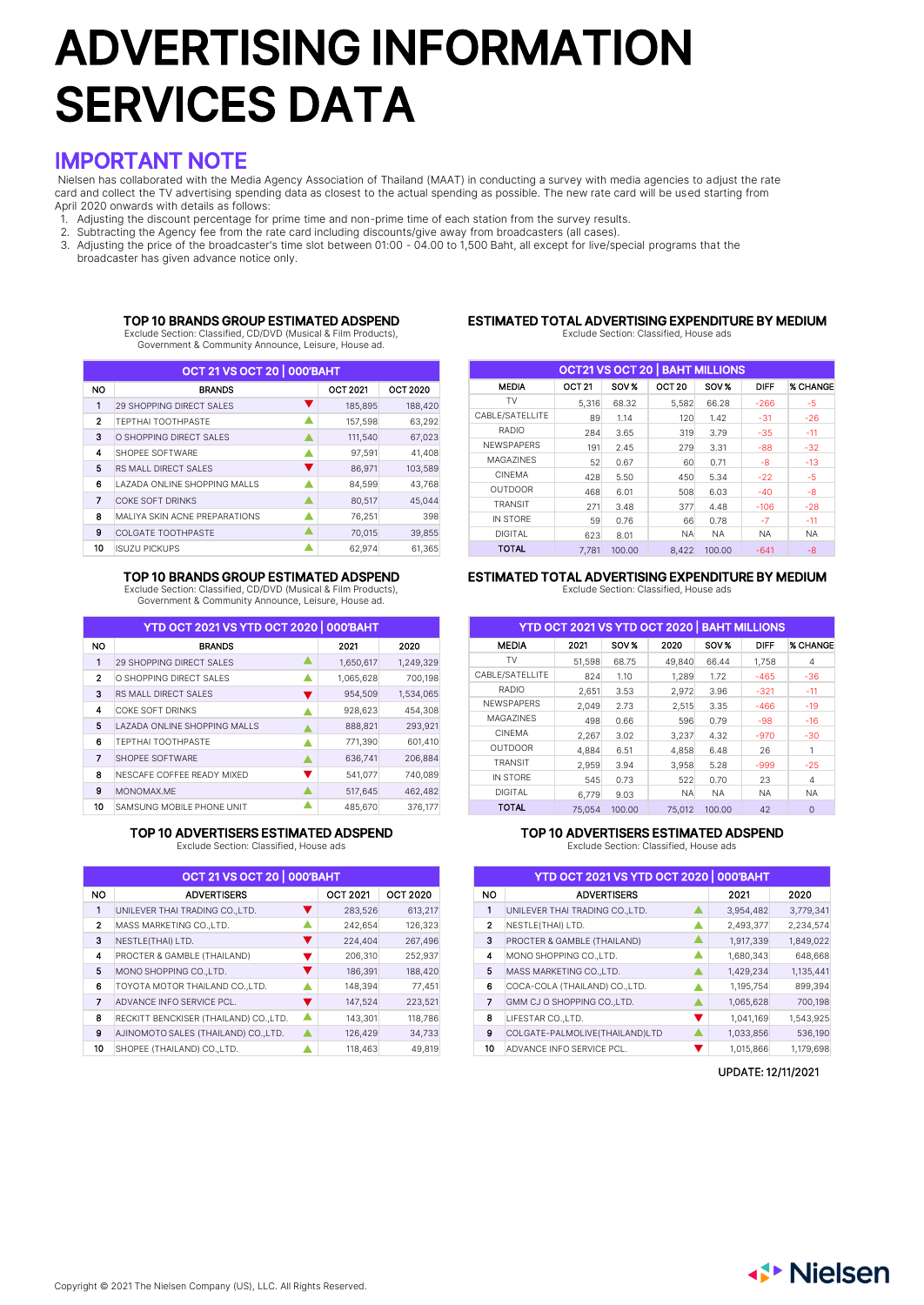# ADVERTISING INFORMATION SERVICES DATA

## IMPORTANT NOTE

Nielsen has collaborated with the Media Agency Association of Thailand (MAAT) in conducting a survey with media agencies to adjust the rate card and collect the TV advertising spending data as closest to the actual spending as possible. The new rate card will be used starting from April 2020 onwards with details as follows:

1. Adjusting the discount percentage for prime time and non-prime time of each station from the survey results.
2. Subtracting the Agency fee from the rate card including discounts/give away from broadcasters (all cases).
3. Adjusting the price of the broadcaster's time slot between 01:00 - 04.00 to 1,500 Baht, all except for live/special programs that the broadcaster has given advance notice only.

### TOP 10 BRANDS GROUP ESTIMATED ADSPEND

Exclude Section: Classified, CD/DVD (Musical & Film Products), Government & Community Announce, Leisure, House ad.

| OCT 21 VS OCT 20 \| 000'BAHT | | | | |
|---|---|---|---|---|
| NO | BRANDS | | OCT 2021 | OCT 2020 |
| 1 | 29 SHOPPING DIRECT SALES | ▼ | 185,895 | 188,420 |
| 2 | TEPTHAI TOOTHPASTE | ▲ | 157,598 | 63,292 |
| 3 | O SHOPPING DIRECT SALES | ▲ | 111,540 | 67,023 |
| 4 | SHOPEE SOFTWARE | ▲ | 97,591 | 41,408 |
| 5 | RS MALL DIRECT SALES | ▼ | 86,971 | 103,589 |
| 6 | LAZADA ONLINE SHOPPING MALLS | ▲ | 84,599 | 43,768 |
| 7 | COKE SOFT DRINKS | ▲ | 80,517 | 45,044 |
| 8 | MALIYA SKIN ACNE PREPARATIONS | ▲ | 76,251 | 398 |
| 9 | COLGATE TOOTHPASTE | ▲ | 70,015 | 39,855 |
| 10 | ISUZU PICKUPS | ▲ | 62,974 | 61,365 |

### ESTIMATED TOTAL ADVERTISING EXPENDITURE BY MEDIUM

Exclude Section: Classified, House ads

| OCT21 VS OCT 20 \| BAHT MILLIONS | | | | | | |
|---|---|---|---|---|---|---|
| MEDIA | OCT 21 | SOV % | OCT 20 | SOV % | DIFF | % CHANGE |
| TV | 5,316 | 68.32 | 5,582 | 66.28 | -266 | -5 |
| CABLE/SATELLITE | 89 | 1.14 | 120 | 1.42 | -31 | -26 |
| RADIO | 284 | 3.65 | 319 | 3.79 | -35 | -11 |
| NEWSPAPERS | 191 | 2.45 | 279 | 3.31 | -88 | -32 |
| MAGAZINES | 52 | 0.67 | 60 | 0.71 | -8 | -13 |
| CINEMA | 428 | 5.50 | 450 | 5.34 | -22 | -5 |
| OUTDOOR | 468 | 6.01 | 508 | 6.03 | -40 | -8 |
| TRANSIT | 271 | 3.48 | 377 | 4.48 | -106 | -28 |
| IN STORE | 59 | 0.76 | 66 | 0.78 | -7 | -11 |
| DIGITAL | 623 | 8.01 | NA | NA | NA | NA |
| TOTAL | 7,781 | 100.00 | 8,422 | 100.00 | -641 | -8 |

### TOP 10 BRANDS GROUP ESTIMATED ADSPEND

Exclude Section: Classified, CD/DVD (Musical & Film Products), Government & Community Announce, Leisure, House ad.

| YTD OCT 2021 VS YTD OCT 2020 \| 000'BAHT | | | | |
|---|---|---|---|---|
| NO | BRANDS | | 2021 | 2020 |
| 1 | 29 SHOPPING DIRECT SALES | ▲ | 1,650,617 | 1,249,329 |
| 2 | O SHOPPING DIRECT SALES | ▲ | 1,065,628 | 700,198 |
| 3 | RS MALL DIRECT SALES | ▼ | 954,509 | 1,534,065 |
| 4 | COKE SOFT DRINKS | ▲ | 928,623 | 454,308 |
| 5 | LAZADA ONLINE SHOPPING MALLS | ▲ | 888,821 | 293,921 |
| 6 | TEPTHAI TOOTHPASTE | ▲ | 771,390 | 601,410 |
| 7 | SHOPEE SOFTWARE | ▲ | 636,741 | 206,884 |
| 8 | NESCAFE COFFEE READY MIXED | ▼ | 541,077 | 740,089 |
| 9 | MONOMAX.ME | ▲ | 517,645 | 462,482 |
| 10 | SAMSUNG MOBILE PHONE UNIT | ▲ | 485,670 | 376,177 |

### ESTIMATED TOTAL ADVERTISING EXPENDITURE BY MEDIUM

Exclude Section: Classified, House ads

| YTD OCT 2021 VS YTD OCT 2020 \| BAHT MILLIONS | | | | | | |
|---|---|---|---|---|---|---|
| MEDIA | 2021 | SOV % | 2020 | SOV % | DIFF | % CHANGE |
| TV | 51,598 | 68.75 | 49,840 | 66.44 | 1,758 | 4 |
| CABLE/SATELLITE | 824 | 1.10 | 1,289 | 1.72 | -465 | -36 |
| RADIO | 2,651 | 3.53 | 2,972 | 3.96 | -321 | -11 |
| NEWSPAPERS | 2,049 | 2.73 | 2,515 | 3.35 | -466 | -19 |
| MAGAZINES | 498 | 0.66 | 596 | 0.79 | -98 | -16 |
| CINEMA | 2,267 | 3.02 | 3,237 | 4.32 | -970 | -30 |
| OUTDOOR | 4,884 | 6.51 | 4,858 | 6.48 | 26 | 1 |
| TRANSIT | 2,959 | 3.94 | 3,958 | 5.28 | -999 | -25 |
| IN STORE | 545 | 0.73 | 522 | 0.70 | 23 | 4 |
| DIGITAL | 6,779 | 9.03 | NA | NA | NA | NA |
| TOTAL | 75,054 | 100.00 | 75,012 | 100.00 | 42 | 0 |

### TOP 10 ADVERTISERS ESTIMATED ADSPEND

Exclude Section: Classified, House ads

| OCT 21 VS OCT 20 \| 000'BAHT | | | | |
|---|---|---|---|---|
| NO | ADVERTISERS | | OCT 2021 | OCT 2020 |
| 1 | UNILEVER THAI TRADING CO.,LTD. | ▼ | 283,526 | 613,217 |
| 2 | MASS MARKETING CO.,LTD. | ▲ | 242,654 | 126,323 |
| 3 | NESTLE(THAI) LTD. | ▼ | 224,404 | 267,496 |
| 4 | PROCTER & GAMBLE (THAILAND) | ▼ | 206,310 | 252,937 |
| 5 | MONO SHOPPING CO.,LTD. | ▼ | 186,391 | 188,420 |
| 6 | TOYOTA MOTOR THAILAND CO.,LTD. | ▲ | 148,394 | 77,451 |
| 7 | ADVANCE INFO SERVICE PCL. | ▼ | 147,524 | 223,521 |
| 8 | RECKITT BENCKISER (THAILAND) CO.,LTD. | ▲ | 143,301 | 118,786 |
| 9 | AJINOMOTO SALES (THAILAND) CO.,LTD. | ▲ | 126,429 | 34,733 |
| 10 | SHOPEE (THAILAND) CO.,LTD. | ▲ | 118,463 | 49,819 |

### TOP 10 ADVERTISERS ESTIMATED ADSPEND

Exclude Section: Classified, House ads

| YTD OCT 2021 VS YTD OCT 2020 \| 000'BAHT | | | | |
|---|---|---|---|---|
| NO | ADVERTISERS | | 2021 | 2020 |
| 1 | UNILEVER THAI TRADING CO.,LTD. | ▲ | 3,954,482 | 3,779,341 |
| 2 | NESTLE(THAI) LTD. | ▲ | 2,493,377 | 2,234,574 |
| 3 | PROCTER & GAMBLE (THAILAND) | ▲ | 1,917,339 | 1,849,022 |
| 4 | MONO SHOPPING CO.,LTD. | ▲ | 1,680,343 | 648,668 |
| 5 | MASS MARKETING CO.,LTD. | ▲ | 1,429,234 | 1,135,441 |
| 6 | COCA-COLA (THAILAND) CO.,LTD. | ▲ | 1,195,754 | 899,394 |
| 7 | GMM CJ O SHOPPING CO.,LTD. | ▲ | 1,065,628 | 700,198 |
| 8 | LIFESTAR CO.,LTD. | ▼ | 1,041,169 | 1,543,925 |
| 9 | COLGATE-PALMOLIVE(THAILAND)LTD | ▲ | 1,033,856 | 536,190 |
| 10 | ADVANCE INFO SERVICE PCL. | ▼ | 1,015,866 | 1,179,698 |

UPDATE: 12/11/2021

Copyright © 2021 The Nielsen Company (US), LLC. All Rights Reserved.

Nielsen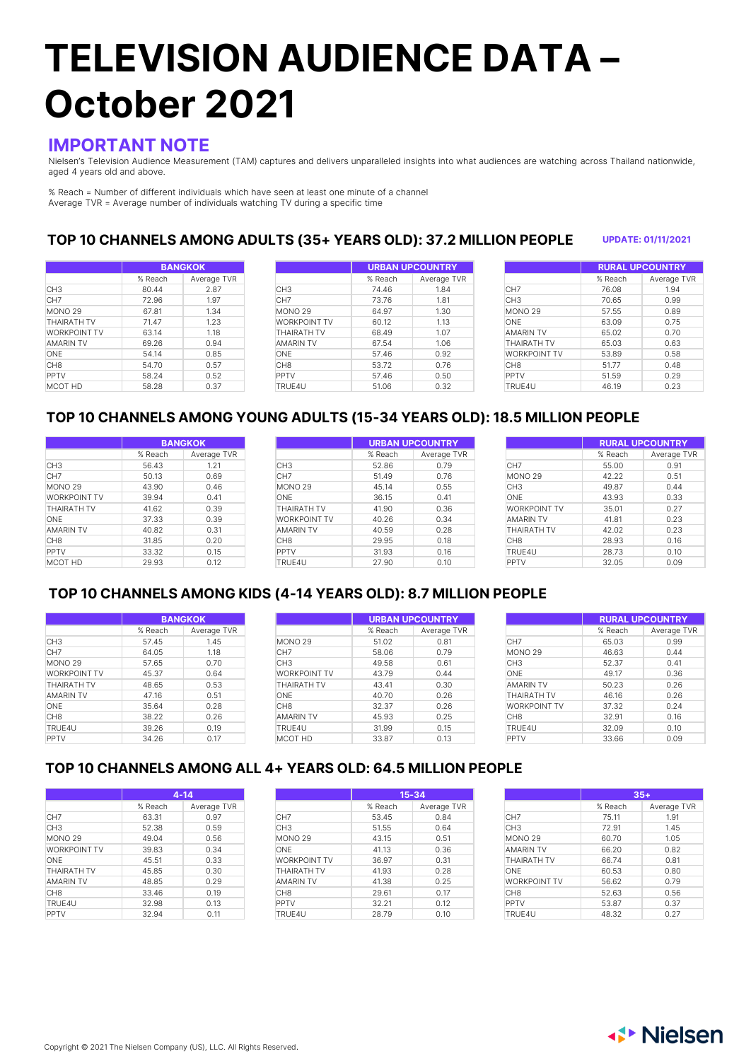# TELEVISION AUDIENCE DATA – October 2021

## IMPORTANT NOTE

Nielsen's Television Audience Measurement (TAM) captures and delivers unparalleled insights into what audiences are watching across Thailand nationwide, aged 4 years old and above.

% Reach = Number of different individuals which have seen at least one minute of a channel
Average TVR = Average number of individuals watching TV during a specific time

## TOP 10 CHANNELS AMONG ADULTS (35+ YEARS OLD): 37.2 MILLION PEOPLE

**UPDATE: 01/11/2021**

| | BANGKOK | |
|---|---|---|
| | % Reach | Average TVR |
| CH3 | 80.44 | 2.87 |
| CH7 | 72.96 | 1.97 |
| MONO 29 | 67.81 | 1.34 |
| THAIRATH TV | 71.47 | 1.23 |
| WORKPOINT TV | 63.14 | 1.18 |
| AMARIN TV | 69.26 | 0.94 |
| ONE | 54.14 | 0.85 |
| CH8 | 54.70 | 0.57 |
| PPTV | 58.24 | 0.52 |
| MCOT HD | 58.28 | 0.37 |

| | URBAN UPCOUNTRY | |
|---|---|---|
| | % Reach | Average TVR |
| CH3 | 74.46 | 1.84 |
| CH7 | 73.76 | 1.81 |
| MONO 29 | 64.97 | 1.30 |
| WORKPOINT TV | 60.12 | 1.13 |
| THAIRATH TV | 68.49 | 1.07 |
| AMARIN TV | 67.54 | 1.06 |
| ONE | 57.46 | 0.92 |
| CH8 | 53.72 | 0.76 |
| PPTV | 57.46 | 0.50 |
| TRUE4U | 51.06 | 0.32 |

| | RURAL UPCOUNTRY | |
|---|---|---|
| | % Reach | Average TVR |
| CH7 | 76.08 | 1.94 |
| CH3 | 70.65 | 0.99 |
| MONO 29 | 57.55 | 0.89 |
| ONE | 63.09 | 0.75 |
| AMARIN TV | 65.02 | 0.70 |
| THAIRATH TV | 65.03 | 0.63 |
| WORKPOINT TV | 53.89 | 0.58 |
| CH8 | 51.77 | 0.48 |
| PPTV | 51.59 | 0.29 |
| TRUE4U | 46.19 | 0.23 |

## TOP 10 CHANNELS AMONG YOUNG ADULTS (15-34 YEARS OLD): 18.5 MILLION PEOPLE

| | BANGKOK | |
|---|---|---|
| | % Reach | Average TVR |
| CH3 | 56.43 | 1.21 |
| CH7 | 50.13 | 0.69 |
| MONO 29 | 43.90 | 0.46 |
| WORKPOINT TV | 39.94 | 0.41 |
| THAIRATH TV | 41.62 | 0.39 |
| ONE | 37.33 | 0.39 |
| AMARIN TV | 40.82 | 0.31 |
| CH8 | 31.85 | 0.20 |
| PPTV | 33.32 | 0.15 |
| MCOT HD | 29.93 | 0.12 |

| | URBAN UPCOUNTRY | |
|---|---|---|
| | % Reach | Average TVR |
| CH3 | 52.86 | 0.79 |
| CH7 | 51.49 | 0.76 |
| MONO 29 | 45.14 | 0.55 |
| ONE | 36.15 | 0.41 |
| THAIRATH TV | 41.90 | 0.36 |
| WORKPOINT TV | 40.26 | 0.34 |
| AMARIN TV | 40.59 | 0.28 |
| CH8 | 29.95 | 0.18 |
| PPTV | 31.93 | 0.16 |
| TRUE4U | 27.90 | 0.10 |

| | RURAL UPCOUNTRY | |
|---|---|---|
| | % Reach | Average TVR |
| CH7 | 55.00 | 0.91 |
| MONO 29 | 42.22 | 0.51 |
| CH3 | 49.87 | 0.44 |
| ONE | 43.93 | 0.33 |
| WORKPOINT TV | 35.01 | 0.27 |
| AMARIN TV | 41.81 | 0.23 |
| THAIRATH TV | 42.02 | 0.23 |
| CH8 | 28.93 | 0.16 |
| TRUE4U | 28.73 | 0.10 |
| PPTV | 32.05 | 0.09 |

## TOP 10 CHANNELS AMONG KIDS (4-14 YEARS OLD): 8.7 MILLION PEOPLE

| | BANGKOK | |
|---|---|---|
| | % Reach | Average TVR |
| CH3 | 57.45 | 1.45 |
| CH7 | 64.05 | 1.18 |
| MONO 29 | 57.65 | 0.70 |
| WORKPOINT TV | 45.37 | 0.64 |
| THAIRATH TV | 48.65 | 0.53 |
| AMARIN TV | 47.16 | 0.51 |
| ONE | 35.64 | 0.28 |
| CH8 | 38.22 | 0.26 |
| TRUE4U | 39.26 | 0.19 |
| PPTV | 34.26 | 0.17 |

| | URBAN UPCOUNTRY | |
|---|---|---|
| | % Reach | Average TVR |
| MONO 29 | 51.02 | 0.81 |
| CH7 | 58.06 | 0.79 |
| CH3 | 49.58 | 0.61 |
| WORKPOINT TV | 43.79 | 0.44 |
| THAIRATH TV | 43.41 | 0.30 |
| ONE | 40.70 | 0.26 |
| CH8 | 32.37 | 0.26 |
| AMARIN TV | 45.93 | 0.25 |
| TRUE4U | 31.99 | 0.15 |
| MCOT HD | 33.87 | 0.13 |

| | RURAL UPCOUNTRY | |
|---|---|---|
| | % Reach | Average TVR |
| CH7 | 65.03 | 0.99 |
| MONO 29 | 46.63 | 0.44 |
| CH3 | 52.37 | 0.41 |
| ONE | 49.17 | 0.36 |
| AMARIN TV | 50.23 | 0.26 |
| THAIRATH TV | 46.16 | 0.26 |
| WORKPOINT TV | 37.32 | 0.24 |
| CH8 | 32.91 | 0.16 |
| TRUE4U | 32.09 | 0.10 |
| PPTV | 33.66 | 0.09 |

## TOP 10 CHANNELS AMONG ALL 4+ YEARS OLD: 64.5 MILLION PEOPLE

| | 4-14 | |
|---|---|---|
| | % Reach | Average TVR |
| CH7 | 63.31 | 0.97 |
| CH3 | 52.38 | 0.59 |
| MONO 29 | 49.04 | 0.56 |
| WORKPOINT TV | 39.83 | 0.34 |
| ONE | 45.51 | 0.33 |
| THAIRATH TV | 45.85 | 0.30 |
| AMARIN TV | 48.85 | 0.29 |
| CH8 | 33.46 | 0.19 |
| TRUE4U | 32.98 | 0.13 |
| PPTV | 32.94 | 0.11 |

| | 15-34 | |
|---|---|---|
| | % Reach | Average TVR |
| CH7 | 53.45 | 0.84 |
| CH3 | 51.55 | 0.64 |
| MONO 29 | 43.15 | 0.51 |
| ONE | 41.13 | 0.36 |
| WORKPOINT TV | 36.97 | 0.31 |
| THAIRATH TV | 41.93 | 0.28 |
| AMARIN TV | 41.38 | 0.25 |
| CH8 | 29.61 | 0.17 |
| PPTV | 32.21 | 0.12 |
| TRUE4U | 28.79 | 0.10 |

| | 35+ | |
|---|---|---|
| | % Reach | Average TVR |
| CH7 | 75.11 | 1.91 |
| CH3 | 72.91 | 1.45 |
| MONO 29 | 60.70 | 1.05 |
| AMARIN TV | 66.20 | 0.82 |
| THAIRATH TV | 66.74 | 0.81 |
| ONE | 60.53 | 0.80 |
| WORKPOINT TV | 56.62 | 0.79 |
| CH8 | 52.63 | 0.56 |
| PPTV | 53.87 | 0.37 |
| TRUE4U | 48.32 | 0.27 |

Copyright © 2021 The Nielsen Company (US), LLC. All Rights Reserved.

Nielsen